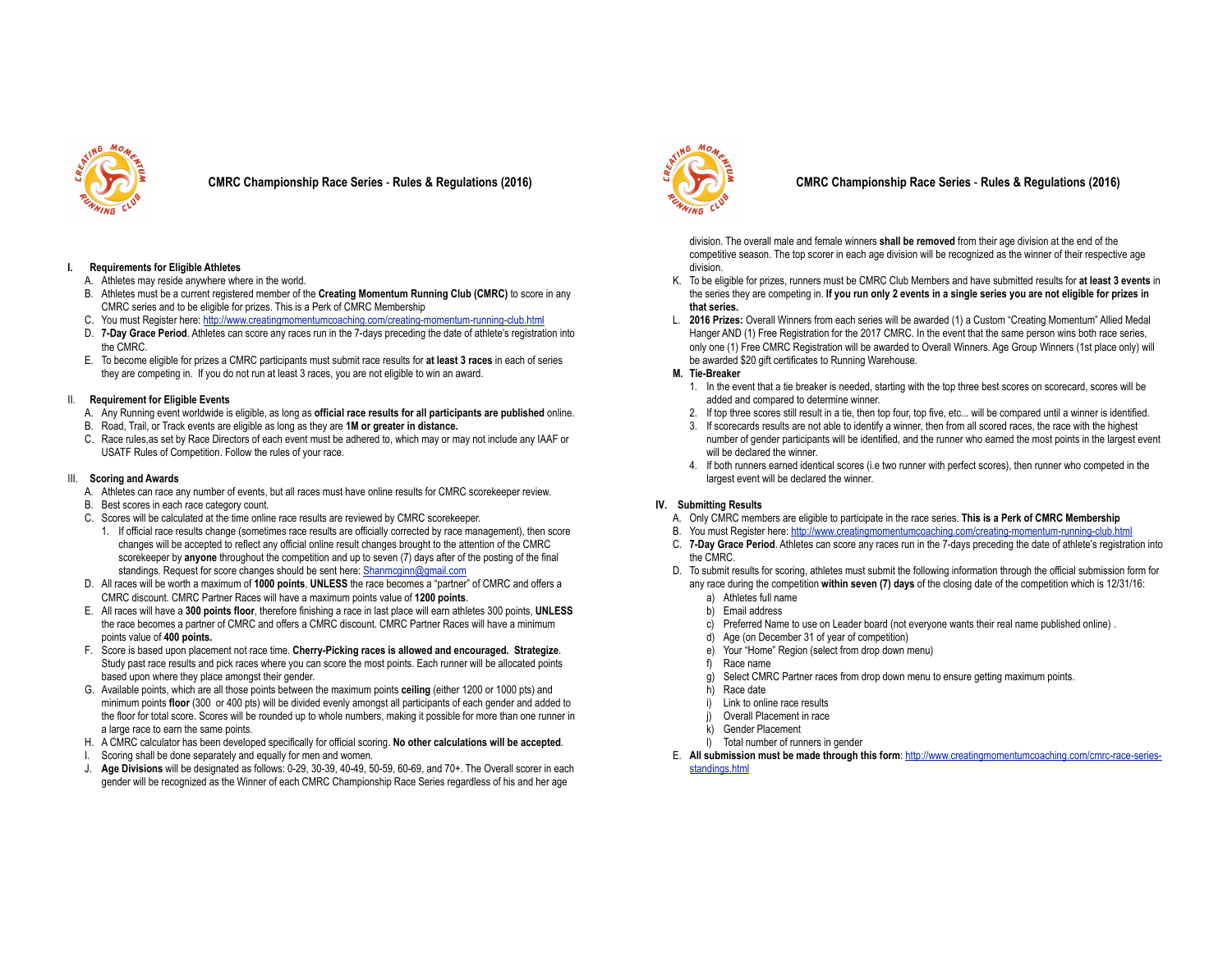# CMRC Championship Race Series - Rules & Regulations (2016)

## I. Requirements for Eligible Athletes

A. Athletes may reside anywhere where in the world.

B. Athletes must be a current registered member of the **Creating Momentum Running Club (CMRC)** to score in any CMRC series and to be eligible for prizes. This is a Perk of CMRC Membership

C. You must Register here: http://www.creatingmomentumcoaching.com/creating-momentum-running-club.html

D. **7-Day Grace Period**. Athletes can score any races run in the 7-days preceding the date of athlete's registration into the CMRC.

E. To become eligible for prizes a CMRC participants must submit race results for **at least 3 races** in each of series they are competing in. If you do not run at least 3 races, you are not eligible to win an award.

## II. Requirement for Eligible Events

A. Any Running event worldwide is eligible, as long as **official race results for all participants are published** online.

B. Road, Trail, or Track events are eligible as long as they are **1M or greater in distance.**

C. Race rules,as set by Race Directors of each event must be adhered to, which may or may not include any IAAF or USATF Rules of Competition. Follow the rules of your race.

## III. Scoring and Awards

A. Athletes can race any number of events, but all races must have online results for CMRC scorekeeper review.

B. Best scores in each race category count.

C. Scores will be calculated at the time online race results are reviewed by CMRC scorekeeper.

1. If official race results change (sometimes race results are officially corrected by race management), then score changes will be accepted to reflect any official online result changes brought to the attention of the CMRC scorekeeper by **anyone** throughout the competition and up to seven (7) days after of the posting of the final standings. Request for score changes should be sent here: Shanmcginn@gmail.com

D. All races will be worth a maximum of **1000 points**, **UNLESS** the race becomes a "partner" of CMRC and offers a CMRC discount. CMRC Partner Races will have a maximum points value of **1200 points**.

E. All races will have a **300 points floor**, therefore finishing a race in last place will earn athletes 300 points, **UNLESS** the race becomes a partner of CMRC and offers a CMRC discount. CMRC Partner Races will have a minimum points value of **400 points.**

F. Score is based upon placement not race time. **Cherry-Picking races is allowed and encouraged. Strategize**. Study past race results and pick races where you can score the most points. Each runner will be allocated points based upon where they place amongst their gender.

G. Available points, which are all those points between the maximum points **ceiling** (either 1200 or 1000 pts) and minimum points **floor** (300 or 400 pts) will be divided evenly amongst all participants of each gender and added to the floor for total score. Scores will be rounded up to whole numbers, making it possible for more than one runner in a large race to earn the same points.

H. A CMRC calculator has been developed specifically for official scoring. **No other calculations will be accepted**.

I. Scoring shall be done separately and equally for men and women.

J. **Age Divisions** will be designated as follows: 0-29, 30-39, 40-49, 50-59, 60-69, and 70+. The Overall scorer in each gender will be recognized as the Winner of each CMRC Championship Race Series regardless of his and her age division. The overall male and female winners **shall be removed** from their age division at the end of the competitive season. The top scorer in each age division will be recognized as the winner of their respective age division.

K. To be eligible for prizes, runners must be CMRC Club Members and have submitted results for **at least 3 events** in the series they are competing in. **If you run only 2 events in a single series you are not eligible for prizes in that series.**

L. **2016 Prizes:** Overall Winners from each series will be awarded (1) a Custom "Creating Momentum" Allied Medal Hanger AND (1) Free Registration for the 2017 CMRC. In the event that the same person wins both race series, only one (1) Free CMRC Registration will be awarded to Overall Winners. Age Group Winners (1st place only) will be awarded $20 gift certificates to Running Warehouse.

M. **Tie-Breaker**

1. In the event that a tie breaker is needed, starting with the top three best scores on scorecard, scores will be added and compared to determine winner.
2. If top three scores still result in a tie, then top four, top five, etc... will be compared until a winner is identified.
3. If scorecards results are not able to identify a winner, then from all scored races, the race with the highest number of gender participants will be identified, and the runner who earned the most points in the largest event will be declared the winner.
4. If both runners earned identical scores (i.e two runner with perfect scores), then runner who competed in the largest event will be declared the winner.

## IV. Submitting Results

A. Only CMRC members are eligible to participate in the race series. **This is a Perk of CMRC Membership**

B. You must Register here: http://www.creatingmomentumcoaching.com/creating-momentum-running-club.html

C. **7-Day Grace Period**. Athletes can score any races run in the 7-days preceding the date of athlete's registration into the CMRC.

D. To submit results for scoring, athletes must submit the following information through the official submission form for any race during the competition **within seven (7) days** of the closing date of the competition which is 12/31/16:

a) Athletes full name
b) Email address
c) Preferred Name to use on Leader board (not everyone wants their real name published online) .
d) Age (on December 31 of year of competition)
e) Your "Home" Region (select from drop down menu)
f) Race name
g) Select CMRC Partner races from drop down menu to ensure getting maximum points.
h) Race date
i) Link to online race results
j) Overall Placement in race
k) Gender Placement
l) Total number of runners in gender

E. **All submission must be made through this form**: http://www.creatingmomentumcoaching.com/cmrc-race-series-standings.html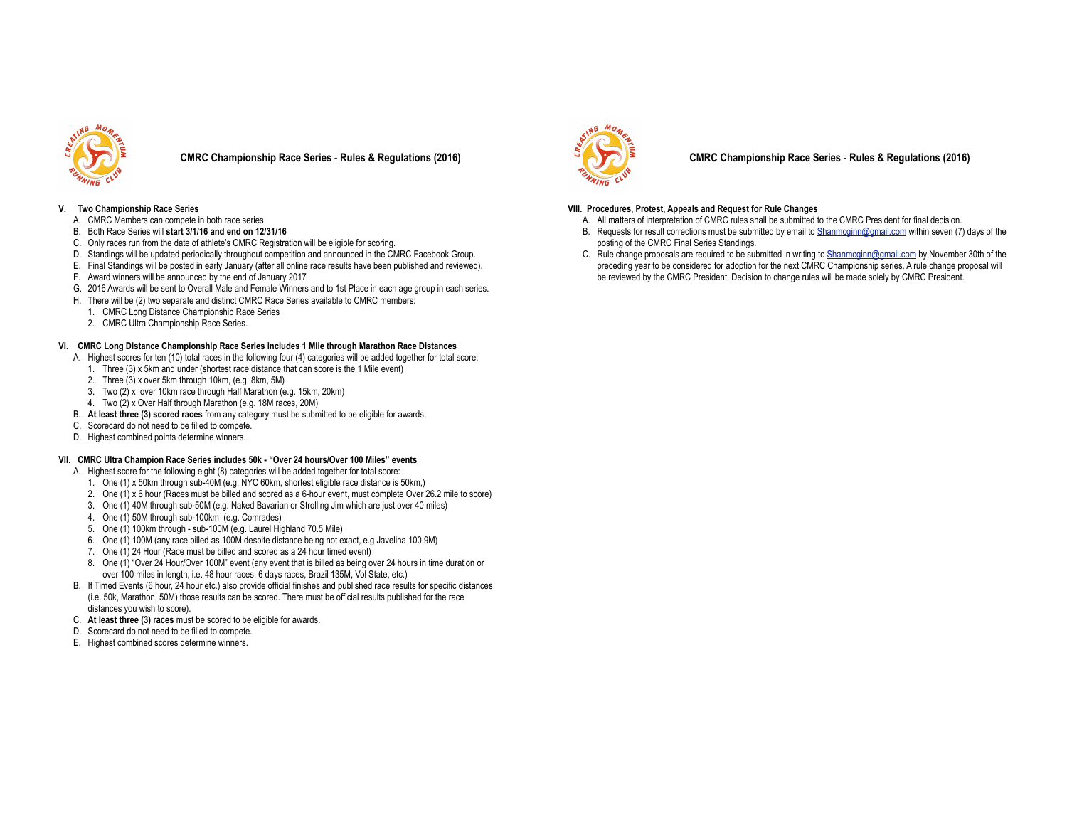## V. Two Championship Race Series

A. CMRC Members can compete in both race series.
B. Both Race Series will **start 3/1/16 and end on 12/31/16**
C. Only races run from the date of athlete's CMRC Registration will be eligible for scoring.
D. Standings will be updated periodically throughout competition and announced in the CMRC Facebook Group.
E. Final Standings will be posted in early January (after all online race results have been published and reviewed).
F. Award winners will be announced by the end of January 2017
G. 2016 Awards will be sent to Overall Male and Female Winners and to 1st Place in each age group in each series.
H. There will be (2) two separate and distinct CMRC Race Series available to CMRC members:
   1. CMRC Long Distance Championship Race Series
   2. CMRC Ultra Championship Race Series.

## VI. CMRC Long Distance Championship Race Series includes 1 Mile through Marathon Race Distances

A. Highest scores for ten (10) total races in the following four (4) categories will be added together for total score:
   1. Three (3) x 5km and under (shortest race distance that can score is the 1 Mile event)
   2. Three (3) x over 5km through 10km, (e.g. 8km, 5M)
   3. Two (2) x over 10km race through Half Marathon (e.g. 15km, 20km)
   4. Two (2) x Over Half through Marathon (e.g. 18M races, 20M)
B. **At least three (3) scored races** from any category must be submitted to be eligible for awards.
C. Scorecard do not need to be filled to compete.
D. Highest combined points determine winners.

## VII. CMRC Ultra Champion Race Series includes 50k - "Over 24 hours/Over 100 Miles" events

A. Highest score for the following eight (8) categories will be added together for total score:
   1. One (1) x 50km through sub-40M (e.g. NYC 60km, shortest eligible race distance is 50km,)
   2. One (1) x 6 hour (Races must be billed and scored as a 6-hour event, must complete Over 26.2 mile to score)
   3. One (1) 40M through sub-50M (e.g. Naked Bavarian or Strolling Jim which are just over 40 miles)
   4. One (1) 50M through sub-100km (e.g. Comrades)
   5. One (1) 100km through - sub-100M (e.g. Laurel Highland 70.5 Mile)
   6. One (1) 100M (any race billed as 100M despite distance being not exact, e.g Javelina 100.9M)
   7. One (1) 24 Hour (Race must be billed and scored as a 24 hour timed event)
   8. One (1) "Over 24 Hour/Over 100M" event (any event that is billed as being over 24 hours in time duration or over 100 miles in length, i.e. 48 hour races, 6 days races, Brazil 135M, Vol State, etc.)
B. If Timed Events (6 hour, 24 hour etc.) also provide official finishes and published race results for specific distances (i.e. 50k, Marathon, 50M) those results can be scored. There must be official results published for the race distances you wish to score).
C. **At least three (3) races** must be scored to be eligible for awards.
D. Scorecard do not need to be filled to compete.
E. Highest combined scores determine winners.

## VIII. Procedures, Protest, Appeals and Request for Rule Changes

A. All matters of interpretation of CMRC rules shall be submitted to the CMRC President for final decision.
B. Requests for result corrections must be submitted by email to Shanmcginn@gmail.com within seven (7) days of the posting of the CMRC Final Series Standings.
C. Rule change proposals are required to be submitted in writing to Shanmcginn@gmail.com by November 30th of the preceding year to be considered for adoption for the next CMRC Championship series. A rule change proposal will be reviewed by the CMRC President. Decision to change rules will be made solely by CMRC President.